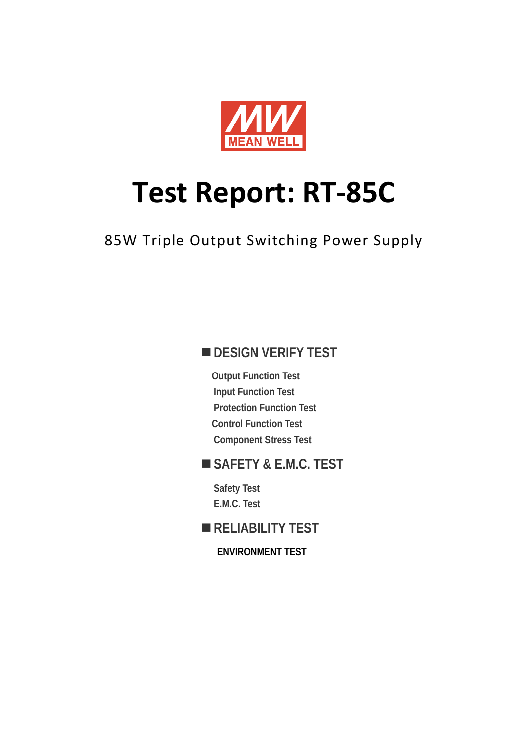MEAN WELL

# Test Report: RT-85C

85W Triple Output Switching Power Supply

## ■ DESIGN VERIFY TEST

Output Function Test

Input Function Test

Protection Function Test

Control Function Test

Component Stress Test

## ■ SAFETY & E.M.C. TEST

Safety Test

E.M.C. Test

## ■ RELIABILITY TEST

**ENVIRONMENT TEST**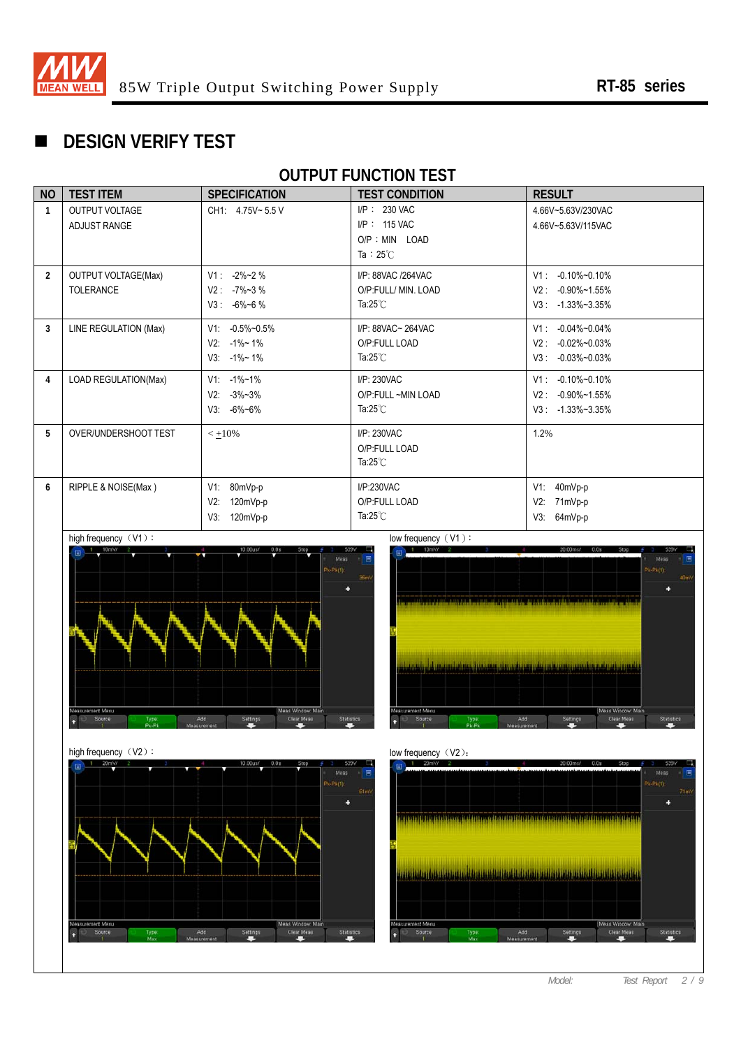## DESIGN VERIFY TEST

### OUTPUT FUNCTION TEST

| NO | TEST ITEM | SPECIFICATION | TEST CONDITION | RESULT |
|---|---|---|---|---|
| 1 | OUTPUT VOLTAGE ADJUST RANGE | CH1: 4.75V~ 5.5 V | I/P : 230 VAC<br>I/P : 115 VAC<br>O/P : MIN LOAD<br>Ta : 25℃ | 4.66V~5.63V/230VAC<br>4.66V~5.63V/115VAC |
| 2 | OUTPUT VOLTAGE(Max) TOLERANCE | V1 : -2%~2 %<br>V2 : -7%~3 %<br>V3 : -6%~6 % | I/P: 88VAC /264VAC<br>O/P:FULL/ MIN. LOAD<br>Ta:25℃ | V1 : -0.10%~0.10%<br>V2 : -0.90%~1.55%<br>V3 : -1.33%~3.35% |
| 3 | LINE REGULATION (Max) | V1: -0.5%~0.5%<br>V2: -1%~ 1%<br>V3: -1%~ 1% | I/P: 88VAC~ 264VAC<br>O/P:FULL LOAD<br>Ta:25℃ | V1 : -0.04%~0.04%<br>V2 : -0.02%~0.03%<br>V3 : -0.03%~0.03% |
| 4 | LOAD REGULATION(Max) | V1: -1%~1%<br>V2: -3%~3%<br>V3: -6%~6% | I/P: 230VAC<br>O/P:FULL ~MIN LOAD<br>Ta:25℃ | V1 : -0.10%~0.10%<br>V2 : -0.90%~1.55%<br>V3 : -1.33%~3.35% |
| 5 | OVER/UNDERSHOOT TEST | < ±10% | I/P: 230VAC<br>O/P:FULL LOAD<br>Ta:25℃ | 1.2% |
| 6 | RIPPLE & NOISE(Max ) | V1: 80mVp-p<br>V2: 120mVp-p<br>V3: 120mVp-p | I/P:230VAC<br>O/P:FULL LOAD<br>Ta:25℃ | V1: 40mVp-p<br>V2: 71mVp-p<br>V3: 64mVp-p |

high frequency (V1):

low frequency (V1):

high frequency (V2):

low frequency (V2):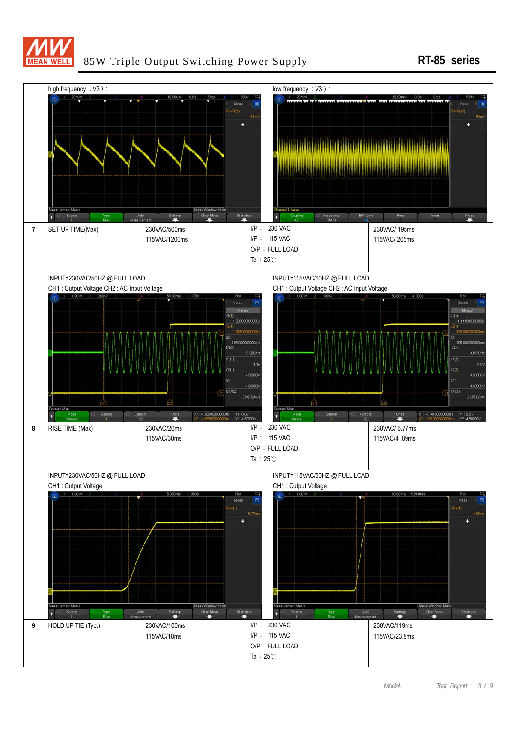| | | | | |
|---|---|---|---|---|
| | high frequency（V3）: | | low frequency（V3）: | |
| 7 | SET UP TIME(Max) | 230VAC/500ms<br>115VAC/1200ms | I/P： 230 VAC<br>I/P： 115 VAC<br>O/P：FULL LOAD<br>Ta：25℃ | 230VAC/ 195ms<br>115VAC/ 205ms |
| | INPUT=230VAC/50HZ @ FULL LOAD<br>CH1 : Output Voltage CH2 : AC Input Voltage | | INPUT=115VAC/60HZ @ FULL LOAD<br>CH1 : Output Voltage CH2 : AC Input Voltage | |
| 8 | RISE TIME (Max) | 230VAC/20ms<br>115VAC/30ms | I/P： 230 VAC<br>I/P： 115 VAC<br>O/P：FULL LOAD<br>Ta：25℃ | 230VAC/ 6.77ms<br>115VAC/4 .89ms |
| | INPUT=230VAC/50HZ @ FULL LOAD<br>CH1 : Output Voltage | | INPUT=115VAC/60HZ @ FULL LOAD<br>CH1 : Output Voltage | |
| 9 | HOLD UP TIE (Typ.) | 230VAC/100ms<br>115VAC/18ms | I/P： 230 VAC<br>I/P： 115 VAC<br>O/P：FULL LOAD<br>Ta：25℃ | 230VAC/119ms<br>115VAC/23.8ms |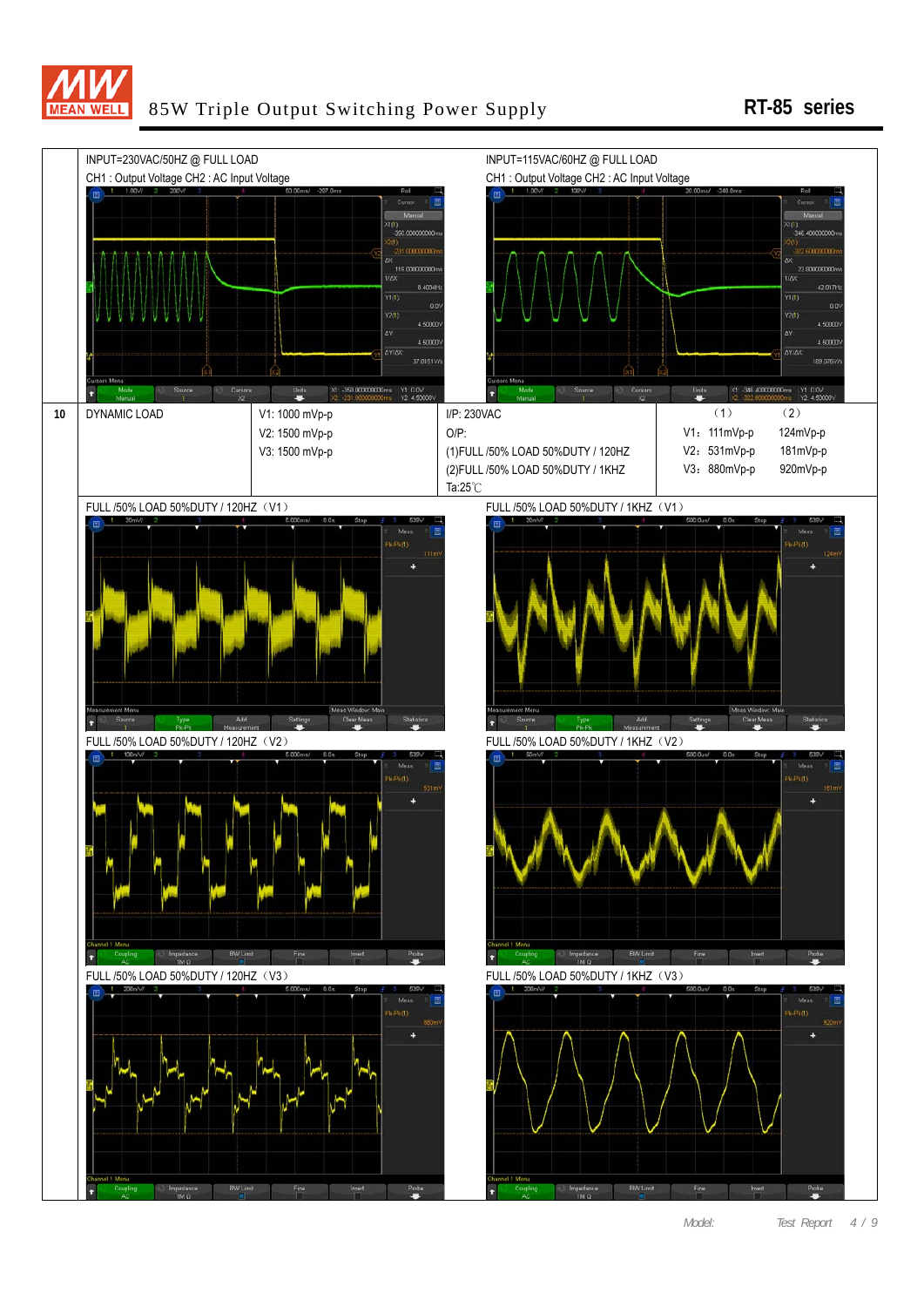INPUT=230VAC/50HZ @ FULL LOAD

CH1 : Output Voltage CH2 : AC Input Voltage

INPUT=115VAC/60HZ @ FULL LOAD

CH1 : Output Voltage CH2 : AC Input Voltage

| 10 | DYNAMIC LOAD | V1: 1000 mVp-p<br>V2: 1500 mVp-p<br>V3: 1500 mVp-p | I/P: 230VAC<br>O/P:<br>(1)FULL /50% LOAD 50%DUTY / 120HZ<br>(2)FULL /50% LOAD 50%DUTY / 1KHZ<br>Ta:25℃ | （1）<br>V1: 111mVp-p<br>V2: 531mVp-p<br>V3: 880mVp-p | （2）<br>124mVp-p<br>181mVp-p<br>920mVp-p |
|---|---|---|---|---|---|

FULL /50% LOAD 50%DUTY / 120HZ（V1）

FULL /50% LOAD 50%DUTY / 1KHZ（V1）

FULL /50% LOAD 50%DUTY / 120HZ（V2）

FULL /50% LOAD 50%DUTY / 1KHZ（V2）

FULL /50% LOAD 50%DUTY / 120HZ（V3）

FULL /50% LOAD 50%DUTY / 1KHZ（V3）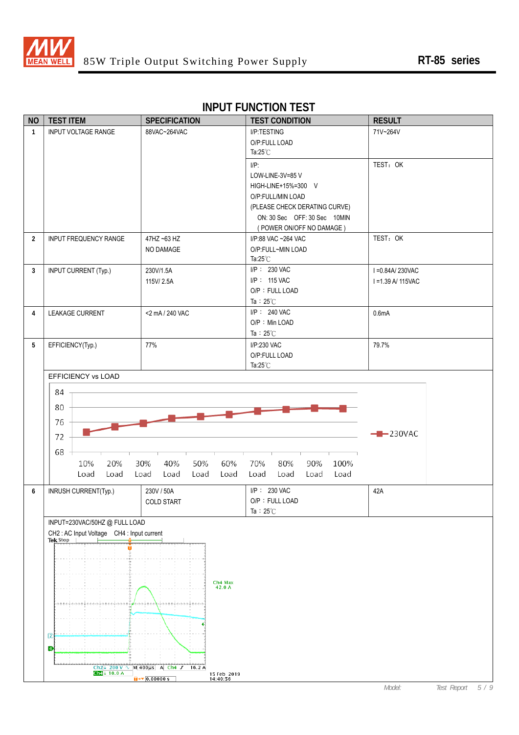## INPUT FUNCTION TEST

| NO | TEST ITEM | SPECIFICATION | TEST CONDITION | RESULT |
|---|---|---|---|---|
| 1 | INPUT VOLTAGE RANGE | 88VAC~264VAC | I/P:TESTING<br>O/P:FULL LOAD<br>Ta:25℃ | 71V~264V |
| | | | I/P:<br>LOW-LINE-3V=85 V<br>HIGH-LINE+15%=300 V<br>O/P:FULL/MIN LOAD<br>(PLEASE CHECK DERATING CURVE)<br>ON: 30 Sec OFF: 30 Sec 10MIN<br>( POWER ON/OFF NO DAMAGE ) | TEST：OK |
| 2 | INPUT FREQUENCY RANGE | 47HZ ~63 HZ<br>NO DAMAGE | I/P:88 VAC ~264 VAC<br>O/P:FULL~MIN LOAD<br>Ta:25℃ | TEST：OK |
| 3 | INPUT CURRENT (Typ.) | 230V/1.5A<br>115V/ 2.5A | I/P： 230 VAC<br>I/P： 115 VAC<br>O/P：FULL LOAD<br>Ta：25℃ | I =0.84A/ 230VAC<br>I =1.39 A/ 115VAC |
| 4 | LEAKAGE CURRENT | <2 mA / 240 VAC | I/P： 240 VAC<br>O/P：Min LOAD<br>Ta：25℃ | 0.6mA |
| 5 | EFFICIENCY(Typ.) | 77% | I/P:230 VAC<br>O/P:FULL LOAD<br>Ta:25℃ | 79.7% |

EFFICIENCY vs LOAD

(Chart: 230VAC; y-axis 68–84; x-axis 10% Load to 100% Load)

| NO | TEST ITEM | SPECIFICATION | TEST CONDITION | RESULT |
|---|---|---|---|---|
| 6 | INRUSH CURRENT(Typ.) | 230V / 50A<br>COLD START | I/P： 230 VAC<br>O/P：FULL LOAD<br>Ta：25℃ | 42A |

INPUT=230VAC/50HZ @ FULL LOAD

CH2 : AC Input Voltage CH4 : Input current

(Oscilloscope capture: Ch4 Max 42.0 A; Ch2 200 V; Ch4 10.0 A; M 400μs; Ch4 16.2 A; 15 Feb 2019 14:40:56)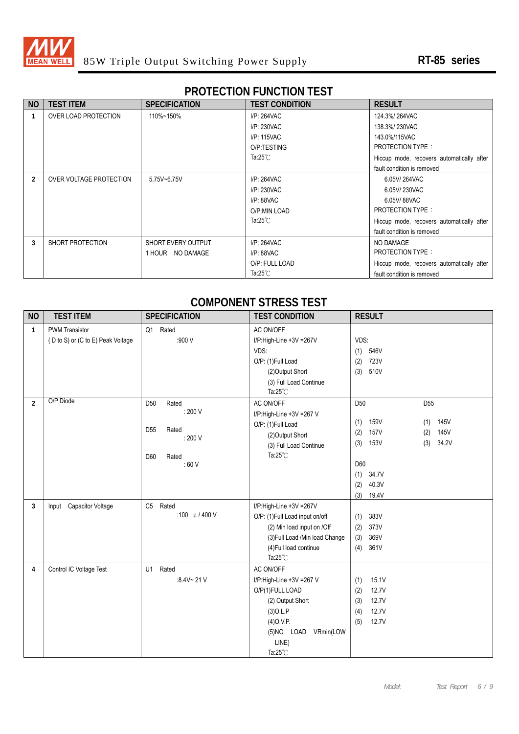# PROTECTION FUNCTION TEST

| NO | TEST ITEM | SPECIFICATION | TEST CONDITION | RESULT |
|---|---|---|---|---|
| 1 | OVER LOAD PROTECTION | 110%~150% | I/P: 264VAC<br>I/P: 230VAC<br>I/P: 115VAC<br>O/P:TESTING<br>Ta:25℃ | 124.3%/ 264VAC<br>138.3%/ 230VAC<br>143.0%/115VAC<br>PROTECTION TYPE：<br>Hiccup mode, recovers automatically after fault condition is removed |
| 2 | OVER VOLTAGE PROTECTION | 5.75V~6.75V | I/P: 264VAC<br>I/P: 230VAC<br>I/P: 88VAC<br>O/P:MIN LOAD<br>Ta:25℃ | 6.05V/ 264VAC<br>6.05V/ 230VAC<br>6.05V/ 88VAC<br>PROTECTION TYPE：<br>Hiccup mode, recovers automatically after fault condition is removed |
| 3 | SHORT PROTECTION | SHORT EVERY OUTPUT 1 HOUR NO DAMAGE | I/P: 264VAC<br>I/P: 88VAC<br>O/P: FULL LOAD<br>Ta:25℃ | NO DAMAGE<br>PROTECTION TYPE：<br>Hiccup mode, recovers automatically after fault condition is removed |

# COMPONENT STRESS TEST

| NO | TEST ITEM | SPECIFICATION | TEST CONDITION | RESULT |
|---|---|---|---|---|
| 1 | PWM Transistor<br>( D to S) or (C to E) Peak Voltage | Q1 Rated<br>:900 V | AC ON/OFF<br>I/P:High-Line +3V =267V<br>VDS:<br>O/P: (1)Full Load<br>(2)Output Short<br>(3) Full Load Continue<br>Ta:25℃ | VDS:<br>(1) 546V<br>(2) 723V<br>(3) 510V |
| 2 | O/P Diode | D50 Rated<br>: 200 V<br>D55 Rated<br>: 200 V<br>D60 Rated<br>: 60 V | AC ON/OFF<br>I/P:High-Line +3V =267 V<br>O/P: (1)Full Load<br>(2)Output Short<br>(3) Full Load Continue<br>Ta:25℃ | D50: (1) 159V (2) 157V (3) 153V<br>D55: (1) 145V (2) 145V (3) 34.2V<br>D60: (1) 34.7V (2) 40.3V (3) 19.4V |
| 3 | Input Capacitor Voltage | C5 Rated<br>:100 μ / 400 V | I/P:High-Line +3V =267V<br>O/P: (1)Full Load input on/off<br>(2) Min load input on /Off<br>(3)Full Load /Min load Change<br>(4)Full load continue<br>Ta:25℃ | (1) 383V<br>(2) 373V<br>(3) 369V<br>(4) 361V |
| 4 | Control IC Voltage Test | U1 Rated<br>:8.4V~ 21 V | AC ON/OFF<br>I/P:High-Line +3V =267 V<br>O/P(1)FULL LOAD<br>(2) Output Short<br>(3)O.L.P<br>(4)O.V.P.<br>(5)NO LOAD VRmin(LOW LINE)<br>Ta:25℃ | (1) 15.1V<br>(2) 12.7V<br>(3) 12.7V<br>(4) 12.7V<br>(5) 12.7V |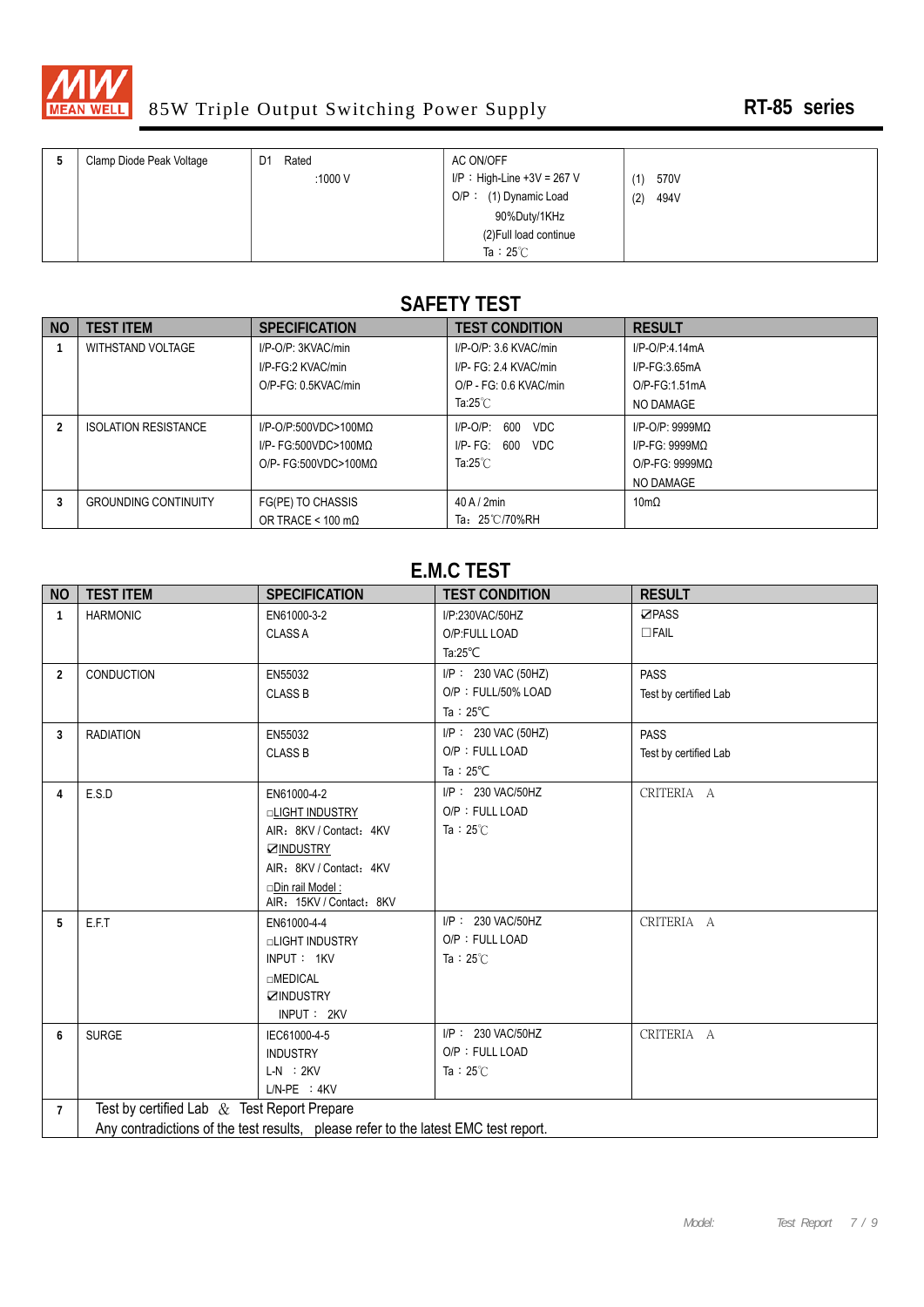| 5 | Clamp Diode Peak Voltage | D1 Rated :1000 V | AC ON/OFF<br>I/P：High-Line +3V = 267 V<br>O/P：(1) Dynamic Load 90%Duty/1KHz<br>(2)Full load continue<br>Ta：25℃ | (1) 570V<br>(2) 494V |
|---|---|---|---|---|

## SAFETY TEST

| NO | TEST ITEM | SPECIFICATION | TEST CONDITION | RESULT |
|---|---|---|---|---|
| 1 | WITHSTAND VOLTAGE | I/P-O/P: 3KVAC/min<br>I/P-FG:2 KVAC/min<br>O/P-FG: 0.5KVAC/min | I/P-O/P: 3.6 KVAC/min<br>I/P- FG: 2.4 KVAC/min<br>O/P - FG: 0.6 KVAC/min<br>Ta:25℃ | I/P-O/P:4.14mA<br>I/P-FG:3.65mA<br>O/P-FG:1.51mA<br>NO DAMAGE |
| 2 | ISOLATION RESISTANCE | I/P-O/P:500VDC>100MΩ<br>I/P- FG:500VDC>100MΩ<br>O/P- FG:500VDC>100MΩ | I/P-O/P: 600 VDC<br>I/P- FG: 600 VDC<br>Ta:25℃ | I/P-O/P: 9999MΩ<br>I/P-FG: 9999MΩ<br>O/P-FG: 9999MΩ<br>NO DAMAGE |
| 3 | GROUNDING CONTINUITY | FG(PE) TO CHASSIS OR TRACE < 100 mΩ | 40 A / 2min<br>Ta: 25℃/70%RH | 10mΩ |

## E.M.C TEST

| NO | TEST ITEM | SPECIFICATION | TEST CONDITION | RESULT |
|---|---|---|---|---|
| 1 | HARMONIC | EN61000-3-2<br>CLASS A | I/P:230VAC/50HZ<br>O/P:FULL LOAD<br>Ta:25℃ | ☑PASS<br>☐FAIL |
| 2 | CONDUCTION | EN55032<br>CLASS B | I/P：230 VAC (50HZ)<br>O/P：FULL/50% LOAD<br>Ta：25℃ | PASS<br>Test by certified Lab |
| 3 | RADIATION | EN55032<br>CLASS B | I/P：230 VAC (50HZ)<br>O/P：FULL LOAD<br>Ta：25℃ | PASS<br>Test by certified Lab |
| 4 | E.S.D | EN61000-4-2<br>☐LIGHT INDUSTRY<br>AIR: 8KV / Contact: 4KV<br>☑INDUSTRY<br>AIR: 8KV / Contact: 4KV<br>☐Din rail Model :<br>AIR: 15KV / Contact: 8KV | I/P：230 VAC/50HZ<br>O/P：FULL LOAD<br>Ta：25℃ | CRITERIA A |
| 5 | E.F.T | EN61000-4-4<br>☐LIGHT INDUSTRY<br>INPUT：1KV<br>☐MEDICAL<br>☑INDUSTRY<br>INPUT：2KV | I/P：230 VAC/50HZ<br>O/P：FULL LOAD<br>Ta：25℃ | CRITERIA A |
| 6 | SURGE | IEC61000-4-5<br>INDUSTRY<br>L-N ：2KV<br>L/N-PE ：4KV | I/P：230 VAC/50HZ<br>O/P：FULL LOAD<br>Ta：25℃ | CRITERIA A |
| 7 | Test by certified Lab ＆ Test Report Prepare<br>Any contradictions of the test results, please refer to the latest EMC test report. | | | |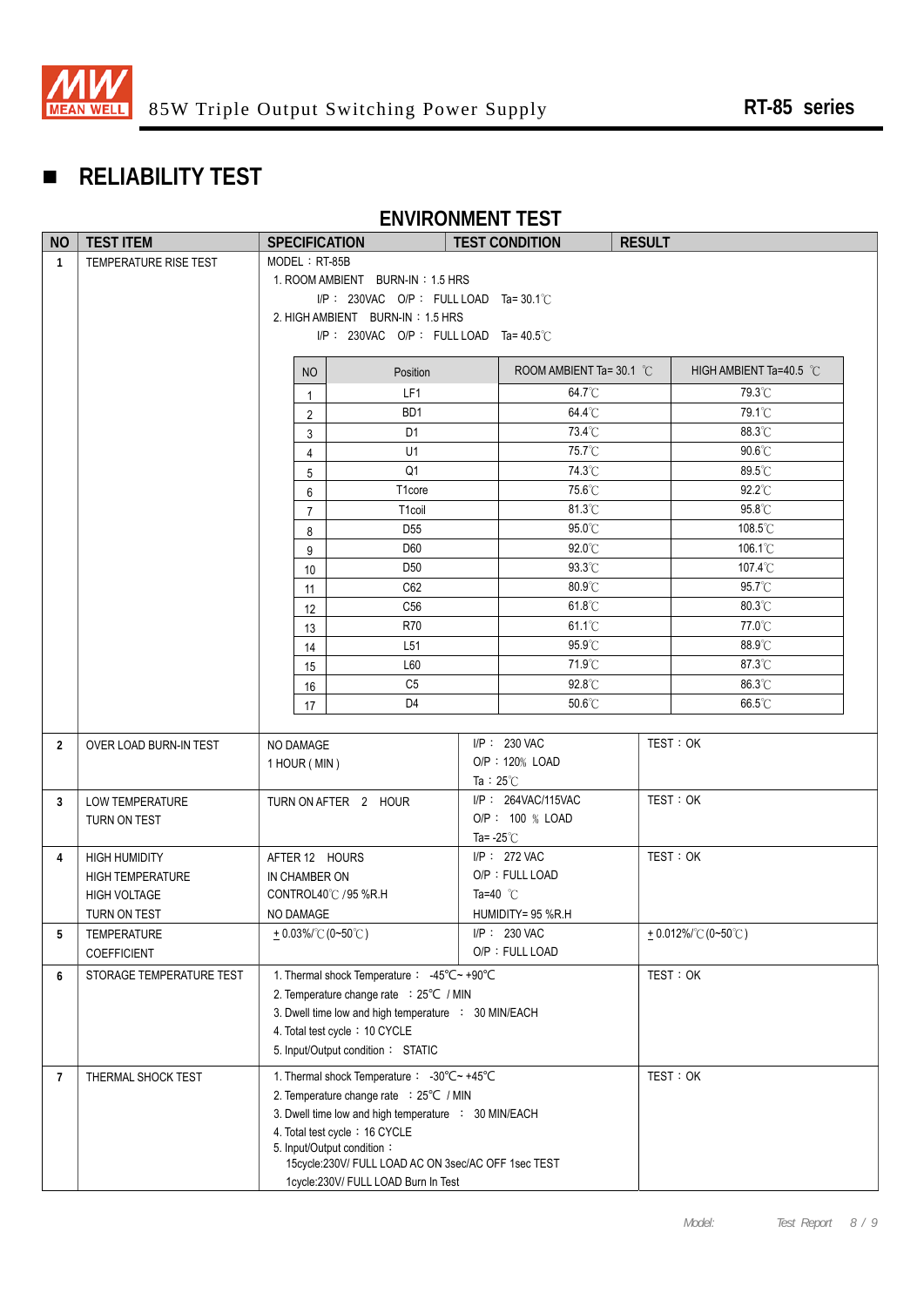## ■ RELIABILITY TEST

### ENVIRONMENT TEST

| NO | TEST ITEM | SPECIFICATION | TEST CONDITION | RESULT |
|---|---|---|---|---|
| 1 | TEMPERATURE RISE TEST | MODEL：RT-85B<br>1. ROOM AMBIENT BURN-IN：1.5 HRS<br>I/P： 230VAC O/P： FULL LOAD Ta= 30.1℃<br>2. HIGH AMBIENT BURN-IN：1.5 HRS<br>I/P： 230VAC O/P： FULL LOAD Ta= 40.5℃ | | |

| NO | Position | ROOM AMBIENT Ta= 30.1 ℃ | HIGH AMBIENT Ta=40.5 ℃ |
|---|---|---|---|
| 1 | LF1 | 64.7℃ | 79.3℃ |
| 2 | BD1 | 64.4℃ | 79.1℃ |
| 3 | D1 | 73.4℃ | 88.3℃ |
| 4 | U1 | 75.7℃ | 90.6℃ |
| 5 | Q1 | 74.3℃ | 89.5℃ |
| 6 | T1core | 75.6℃ | 92.2℃ |
| 7 | T1coil | 81.3℃ | 95.8℃ |
| 8 | D55 | 95.0℃ | 108.5℃ |
| 9 | D60 | 92.0℃ | 106.1℃ |
| 10 | D50 | 93.3℃ | 107.4℃ |
| 11 | C62 | 80.9℃ | 95.7℃ |
| 12 | C56 | 61.8℃ | 80.3℃ |
| 13 | R70 | 61.1℃ | 77.0℃ |
| 14 | L51 | 95.9℃ | 88.9℃ |
| 15 | L60 | 71.9℃ | 87.3℃ |
| 16 | C5 | 92.8℃ | 86.3℃ |
| 17 | D4 | 50.6℃ | 66.5℃ |

| NO | TEST ITEM | SPECIFICATION | TEST CONDITION | RESULT |
|---|---|---|---|---|
| 2 | OVER LOAD BURN-IN TEST | NO DAMAGE<br>1 HOUR ( MIN ) | I/P： 230 VAC<br>O/P：120% LOAD<br>Ta：25℃ | TEST：OK |
| 3 | LOW TEMPERATURE<br>TURN ON TEST | TURN ON AFTER 2 HOUR | I/P： 264VAC/115VAC<br>O/P： 100 ％ LOAD<br>Ta= -25℃ | TEST：OK |
| 4 | HIGH HUMIDITY<br>HIGH TEMPERATURE<br>HIGH VOLTAGE<br>TURN ON TEST | AFTER 12 HOURS<br>IN CHAMBER ON<br>CONTROL40℃ / 95 %R.H<br>NO DAMAGE | I/P： 272 VAC<br>O/P：FULL LOAD<br>Ta=40 ℃<br>HUMIDITY= 95 %R.H | TEST：OK |
| 5 | TEMPERATURE<br>COEFFICIENT | ± 0.03%/℃ (0~50℃) | I/P： 230 VAC<br>O/P：FULL LOAD | ± 0.012%/℃ (0~50℃) |
| 6 | STORAGE TEMPERATURE TEST | 1. Thermal shock Temperature： -45℃~ +90℃<br>2. Temperature change rate ：25℃ / MIN<br>3. Dwell time low and high temperature ： 30 MIN/EACH<br>4. Total test cycle：10 CYCLE<br>5. Input/Output condition： STATIC | | TEST：OK |
| 7 | THERMAL SHOCK TEST | 1. Thermal shock Temperature： -30℃~ +45℃<br>2. Temperature change rate ：25℃ / MIN<br>3. Dwell time low and high temperature ： 30 MIN/EACH<br>4. Total test cycle：16 CYCLE<br>5. Input/Output condition：<br>15cycle:230V/ FULL LOAD AC ON 3sec/AC OFF 1sec TEST<br>1cycle:230V/ FULL LOAD Burn In Test | | TEST：OK |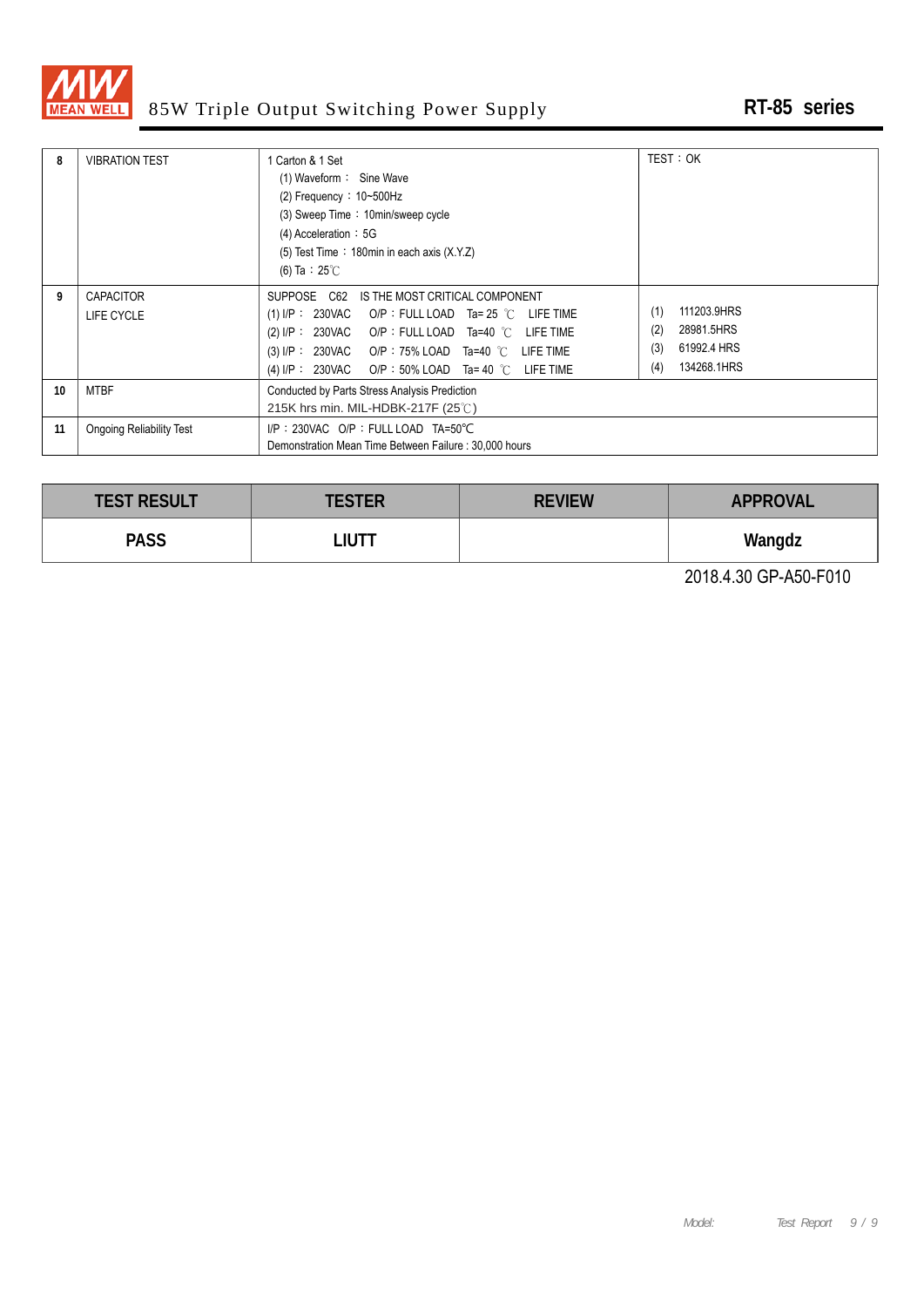| | | | |
|---|---|---|---|
| 8 | VIBRATION TEST | 1 Carton & 1 Set<br>(1) Waveform： Sine Wave<br>(2) Frequency：10~500Hz<br>(3) Sweep Time：10min/sweep cycle<br>(4) Acceleration：5G<br>(5) Test Time：180min in each axis (X.Y.Z)<br>(6) Ta：25℃ | TEST：OK |
| 9 | CAPACITOR<br>LIFE CYCLE | SUPPOSE C62 IS THE MOST CRITICAL COMPONENT<br>(1) I/P： 230VAC O/P：FULL LOAD Ta= 25 ℃ LIFE TIME<br>(2) I/P： 230VAC O/P：FULL LOAD Ta=40 ℃ LIFE TIME<br>(3) I/P： 230VAC O/P：75% LOAD Ta=40 ℃ LIFE TIME<br>(4) I/P： 230VAC O/P：50% LOAD Ta= 40 ℃ LIFE TIME | (1) 111203.9HRS<br>(2) 28981.5HRS<br>(3) 61992.4 HRS<br>(4) 134268.1HRS |
| 10 | MTBF | Conducted by Parts Stress Analysis Prediction<br>215K hrs min. MIL-HDBK-217F (25℃) | |
| 11 | Ongoing Reliability Test | I/P：230VAC O/P：FULL LOAD TA=50℃<br>Demonstration Mean Time Between Failure : 30,000 hours | |

| TEST RESULT | TESTER | REVIEW | APPROVAL |
|---|---|---|---|
| PASS | LIUTT | | Wangdz |

2018.4.30 GP-A50-F010